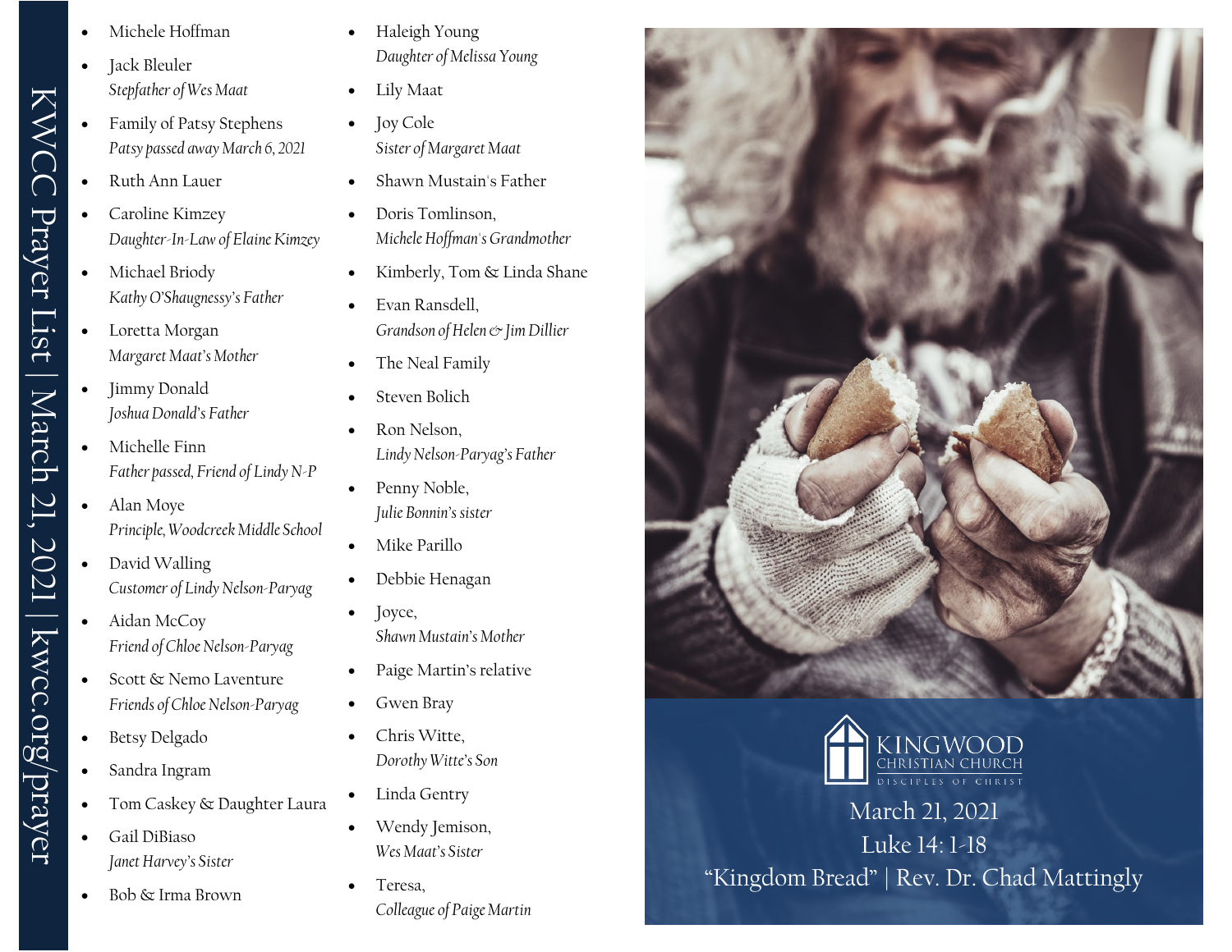# KWCC Prayer List | March 21, 2021 | kwcc.org/prayer

- Michele Hoffman
- Jack Bleuler
  *Stepfather of Wes Maat*
- Family of Patsy Stephens
  *Patsy passed away March 6, 2021*
- Ruth Ann Lauer
- Caroline Kimzey
  *Daughter-In-Law of Elaine Kimzey*
- Michael Briody
  *Kathy O'Shaugnessy's Father*
- Loretta Morgan
  *Margaret Maat's Mother*
- Jimmy Donald
  *Joshua Donald's Father*
- Michelle Finn
  *Father passed, Friend of Lindy N-P*
- Alan Moye
  *Principle, Woodcreek Middle School*
- David Walling
  *Customer of Lindy Nelson-Paryag*
- Aidan McCoy
  *Friend of Chloe Nelson-Paryag*
- Scott & Nemo Laventure
  *Friends of Chloe Nelson-Paryag*
- Betsy Delgado
- Sandra Ingram
- Tom Caskey & Daughter Laura
- Gail DiBiaso
  *Janet Harvey's Sister*
- Bob & Irma Brown
- Haleigh Young
  *Daughter of Melissa Young*
- Lily Maat
- Joy Cole
  *Sister of Margaret Maat*
- Shawn Mustain's Father
- Doris Tomlinson,
  *Michele Hoffman's Grandmother*
- Kimberly, Tom & Linda Shane
- Evan Ransdell,
  *Grandson of Helen & Jim Dillier*
- The Neal Family
- Steven Bolich
- Ron Nelson,
  *Lindy Nelson-Paryag's Father*
- Penny Noble,
  *Julie Bonnin's sister*
- Mike Parillo
- Debbie Henagan
- Joyce,
  *Shawn Mustain's Mother*
- Paige Martin's relative
- Gwen Bray
- Chris Witte,
  *Dorothy Witte's Son*
- Linda Gentry
- Wendy Jemison,
  *Wes Maat's Sister*
- Teresa,
  *Colleague of Paige Martin*

KINGWOOD CHRISTIAN CHURCH
DISCIPLES OF CHRIST

March 21, 2021
Luke 14: 1-18
"Kingdom Bread" | Rev. Dr. Chad Mattingly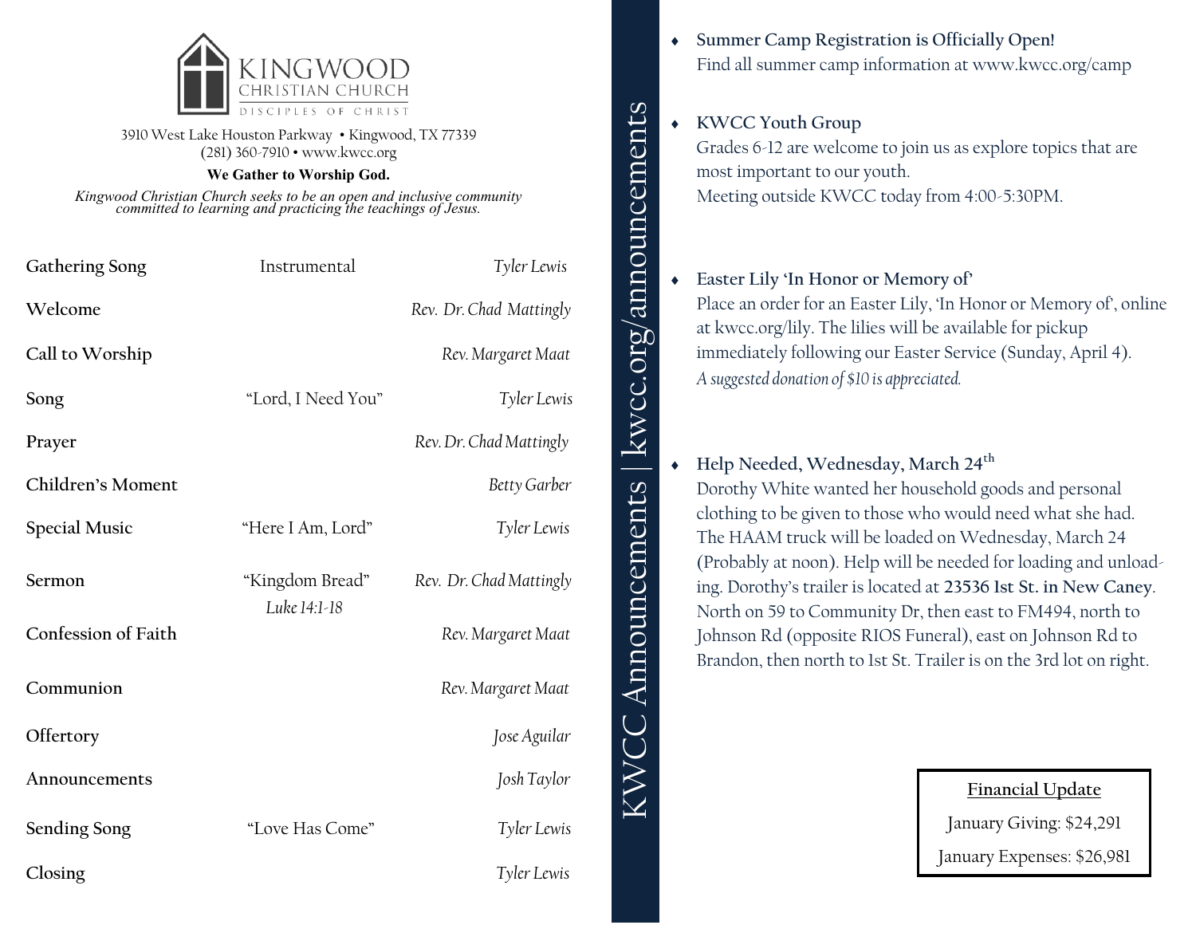# KINGWOOD CHRISTIAN CHURCH

DISCIPLES OF CHRIST

3910 West Lake Houston Parkway • Kingwood, TX 77339
(281) 360-7910 • www.kwcc.org

**We Gather to Worship God.**

*Kingwood Christian Church seeks to be an open and inclusive community committed to learning and practicing the teachings of Jesus.*

| | | |
|---|---|---|
| **Gathering Song** | Instrumental | *Tyler Lewis* |
| **Welcome** | | *Rev. Dr. Chad Mattingly* |
| **Call to Worship** | | *Rev. Margaret Maat* |
| **Song** | "Lord, I Need You" | *Tyler Lewis* |
| **Prayer** | | *Rev. Dr. Chad Mattingly* |
| **Children's Moment** | | *Betty Garber* |
| **Special Music** | "Here I Am, Lord" | *Tyler Lewis* |
| **Sermon** | "Kingdom Bread" *Luke 14:1-18* | *Rev. Dr. Chad Mattingly* |
| **Confession of Faith** | | *Rev. Margaret Maat* |
| **Communion** | | *Rev. Margaret Maat* |
| **Offertory** | | *Jose Aguilar* |
| **Announcements** | | *Josh Taylor* |
| **Sending Song** | "Love Has Come" | *Tyler Lewis* |
| **Closing** | | *Tyler Lewis* |

## KWCC Announcements | kwcc.org/announcements

- **Summer Camp Registration is Officially Open!**
  Find all summer camp information at www.kwcc.org/camp

- **KWCC Youth Group**
  Grades 6-12 are welcome to join us as explore topics that are most important to our youth.
  Meeting outside KWCC today from 4:00-5:30PM.

- **Easter Lily 'In Honor or Memory of'**
  Place an order for an Easter Lily, 'In Honor or Memory of', online at kwcc.org/lily. The lilies will be available for pickup immediately following our Easter Service (Sunday, April 4).
  *A suggested donation of $10 is appreciated.*

- **Help Needed, Wednesday, March 24th**
  Dorothy White wanted her household goods and personal clothing to be given to those who would need what she had. The HAAM truck will be loaded on Wednesday, March 24 (Probably at noon). Help will be needed for loading and unloading. Dorothy's trailer is located at **23536 1st St. in New Caney**. North on 59 to Community Dr, then east to FM494, north to Johnson Rd (opposite RIOS Funeral), east on Johnson Rd to Brandon, then north to 1st St. Trailer is on the 3rd lot on right.

**Financial Update**

January Giving: $24,291

January Expenses: $26,981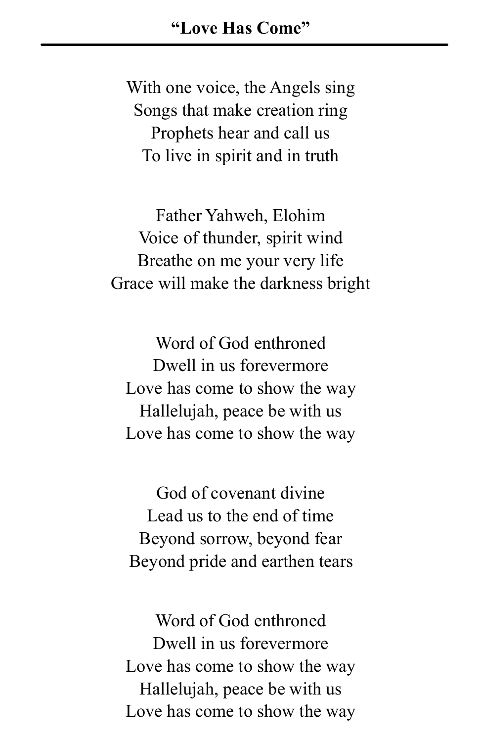## "Love Has Come"

---

With one voice, the Angels sing
Songs that make creation ring
Prophets hear and call us
To live in spirit and in truth

Father Yahweh, Elohim
Voice of thunder, spirit wind
Breathe on me your very life
Grace will make the darkness bright

Word of God enthroned
Dwell in us forevermore
Love has come to show the way
Hallelujah, peace be with us
Love has come to show the way

God of covenant divine
Lead us to the end of time
Beyond sorrow, beyond fear
Beyond pride and earthen tears

Word of God enthroned
Dwell in us forevermore
Love has come to show the way
Hallelujah, peace be with us
Love has come to show the way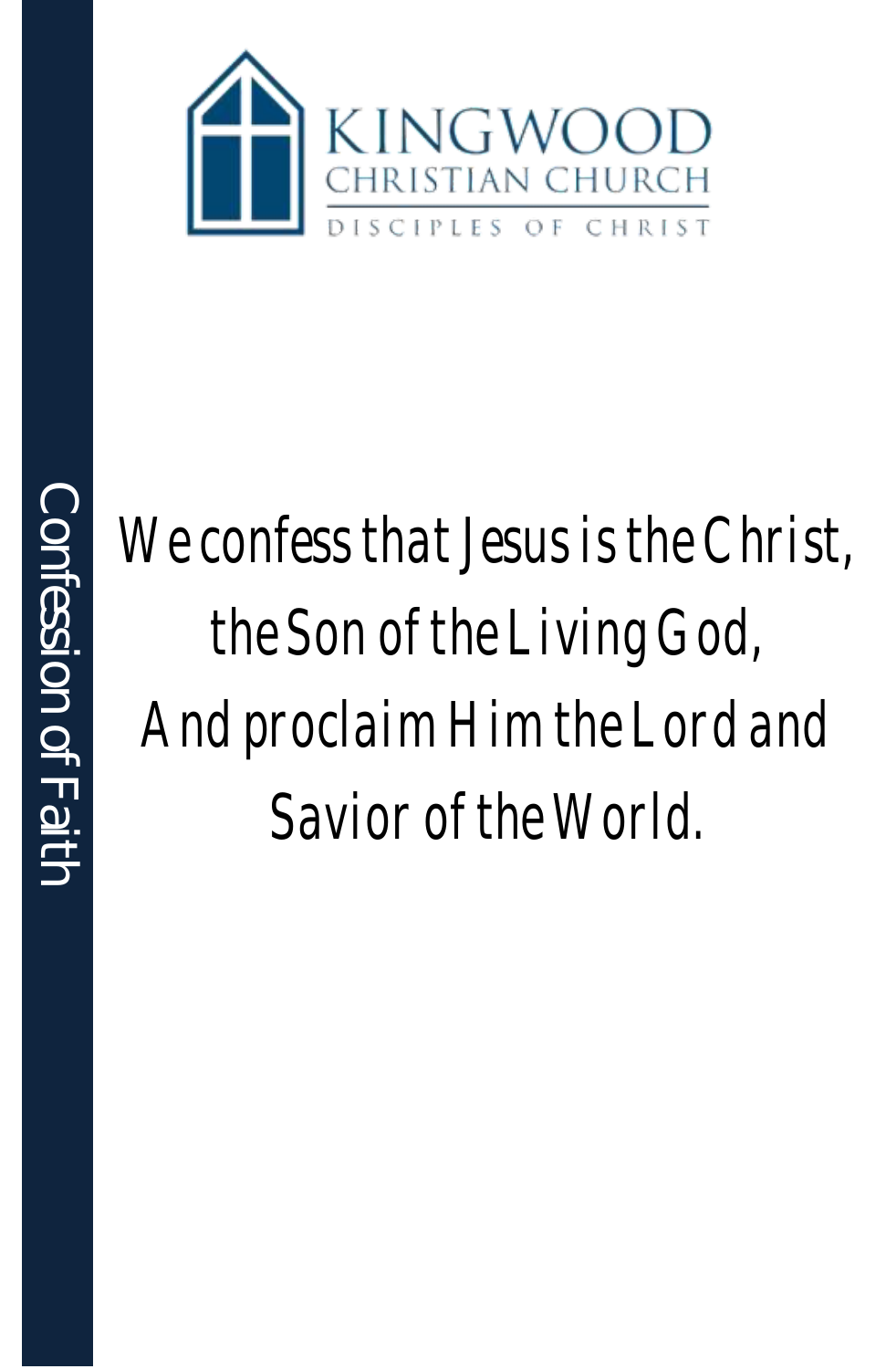KINGWOOD CHRISTIAN CHURCH

DISCIPLES OF CHRIST

# Confession of Faith

We confess that Jesus is the Christ,
the Son of the Living God,
And proclaim Him the Lord and
Savior of the World.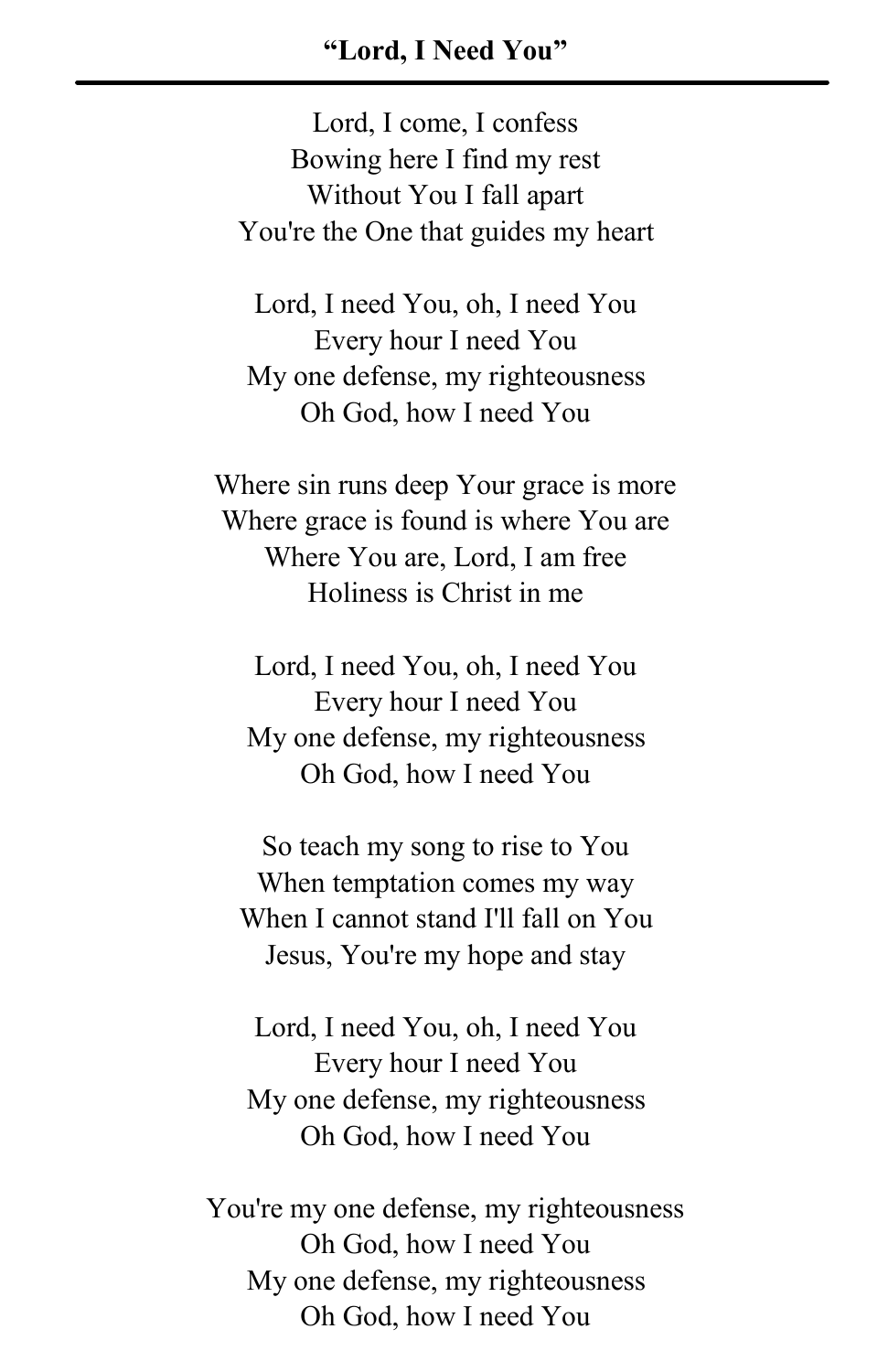## "Lord, I Need You"

---

Lord, I come, I confess
Bowing here I find my rest
Without You I fall apart
You're the One that guides my heart

Lord, I need You, oh, I need You
Every hour I need You
My one defense, my righteousness
Oh God, how I need You

Where sin runs deep Your grace is more
Where grace is found is where You are
Where You are, Lord, I am free
Holiness is Christ in me

Lord, I need You, oh, I need You
Every hour I need You
My one defense, my righteousness
Oh God, how I need You

So teach my song to rise to You
When temptation comes my way
When I cannot stand I'll fall on You
Jesus, You're my hope and stay

Lord, I need You, oh, I need You
Every hour I need You
My one defense, my righteousness
Oh God, how I need You

You're my one defense, my righteousness
Oh God, how I need You
My one defense, my righteousness
Oh God, how I need You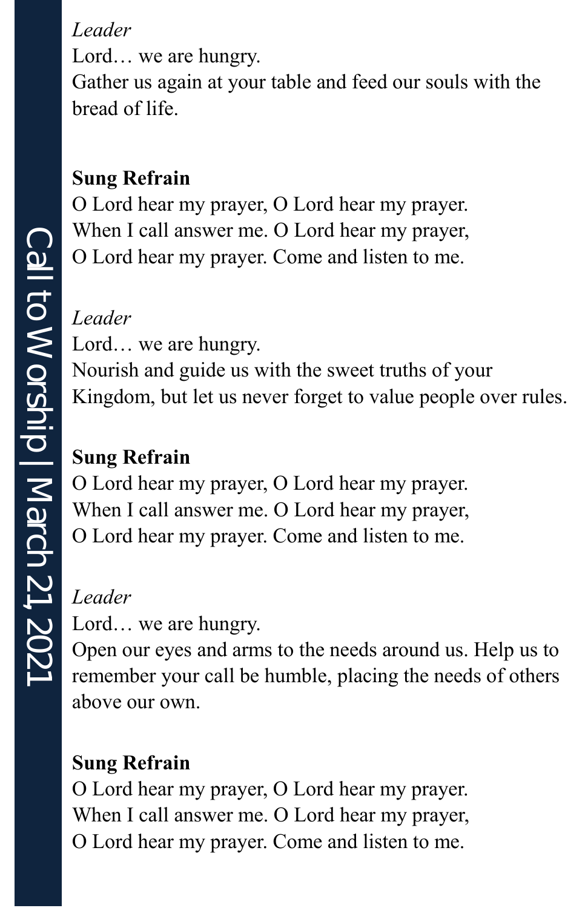Call to Worship | March 21, 2021

*Leader*
Lord… we are hungry.
Gather us again at your table and feed our souls with the bread of life.

**Sung Refrain**
O Lord hear my prayer, O Lord hear my prayer.
When I call answer me. O Lord hear my prayer,
O Lord hear my prayer. Come and listen to me.

*Leader*
Lord… we are hungry.
Nourish and guide us with the sweet truths of your Kingdom, but let us never forget to value people over rules.

**Sung Refrain**
O Lord hear my prayer, O Lord hear my prayer.
When I call answer me. O Lord hear my prayer,
O Lord hear my prayer. Come and listen to me.

*Leader*
Lord… we are hungry.
Open our eyes and arms to the needs around us. Help us to remember your call be humble, placing the needs of others above our own.

**Sung Refrain**
O Lord hear my prayer, O Lord hear my prayer.
When I call answer me. O Lord hear my prayer,
O Lord hear my prayer. Come and listen to me.